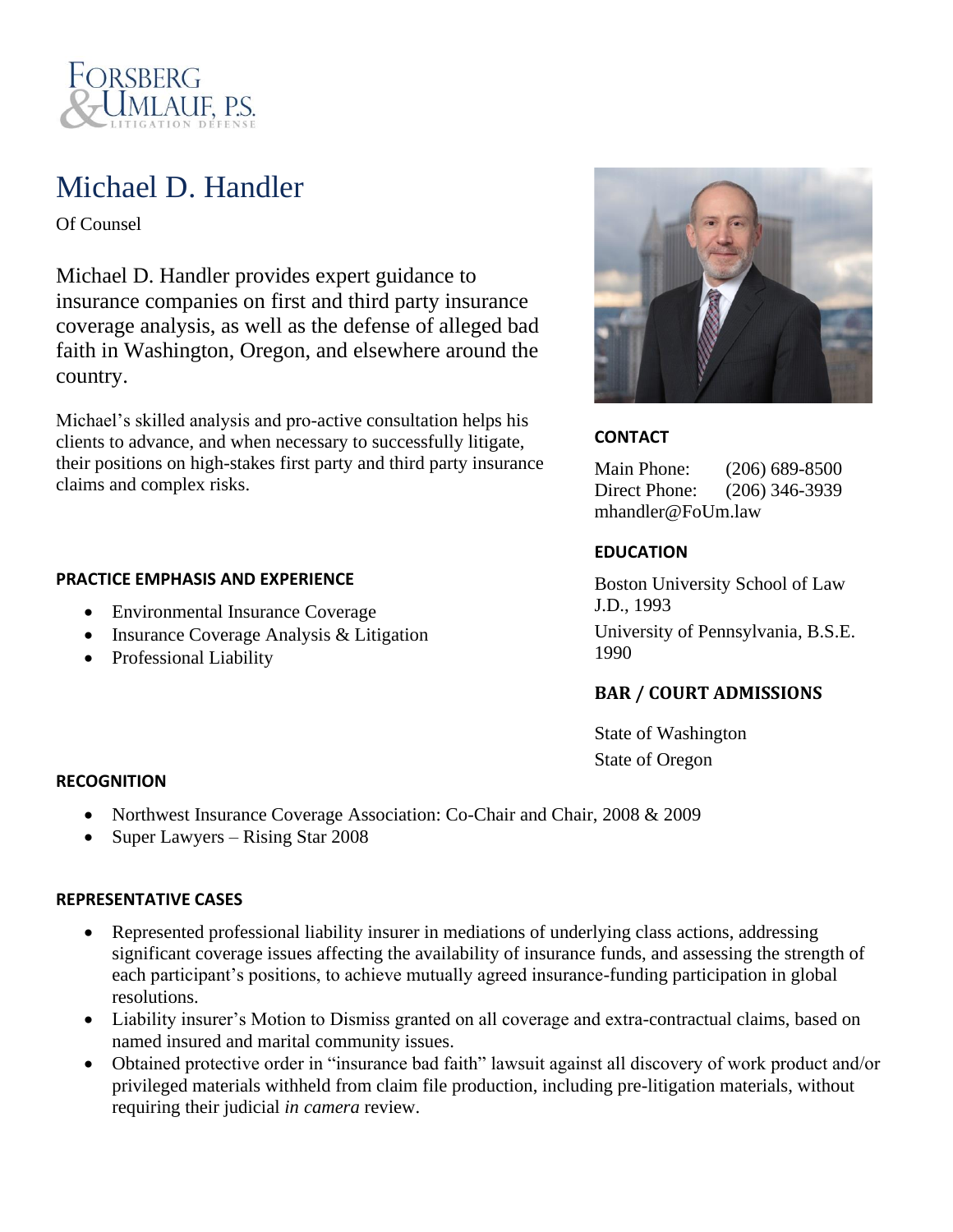FORSBERG & UMLAUF, P.S.
LITIGATION DEFENSE

# Michael D. Handler

Of Counsel

Michael D. Handler provides expert guidance to insurance companies on first and third party insurance coverage analysis, as well as the defense of alleged bad faith in Washington, Oregon, and elsewhere around the country.

Michael's skilled analysis and pro-active consultation helps his clients to advance, and when necessary to successfully litigate, their positions on high-stakes first party and third party insurance claims and complex risks.

### CONTACT

Main Phone: (206) 689-8500
Direct Phone: (206) 346-3939
mhandler@FoUm.law

### EDUCATION

Boston University School of Law
J.D., 1993

University of Pennsylvania, B.S.E. 1990

### BAR / COURT ADMISSIONS

State of Washington

State of Oregon

### PRACTICE EMPHASIS AND EXPERIENCE

- Environmental Insurance Coverage
- Insurance Coverage Analysis & Litigation
- Professional Liability

### RECOGNITION

- Northwest Insurance Coverage Association: Co-Chair and Chair, 2008 & 2009
- Super Lawyers – Rising Star 2008

### REPRESENTATIVE CASES

- Represented professional liability insurer in mediations of underlying class actions, addressing significant coverage issues affecting the availability of insurance funds, and assessing the strength of each participant's positions, to achieve mutually agreed insurance-funding participation in global resolutions.
- Liability insurer's Motion to Dismiss granted on all coverage and extra-contractual claims, based on named insured and marital community issues.
- Obtained protective order in "insurance bad faith" lawsuit against all discovery of work product and/or privileged materials withheld from claim file production, including pre-litigation materials, without requiring their judicial *in camera* review.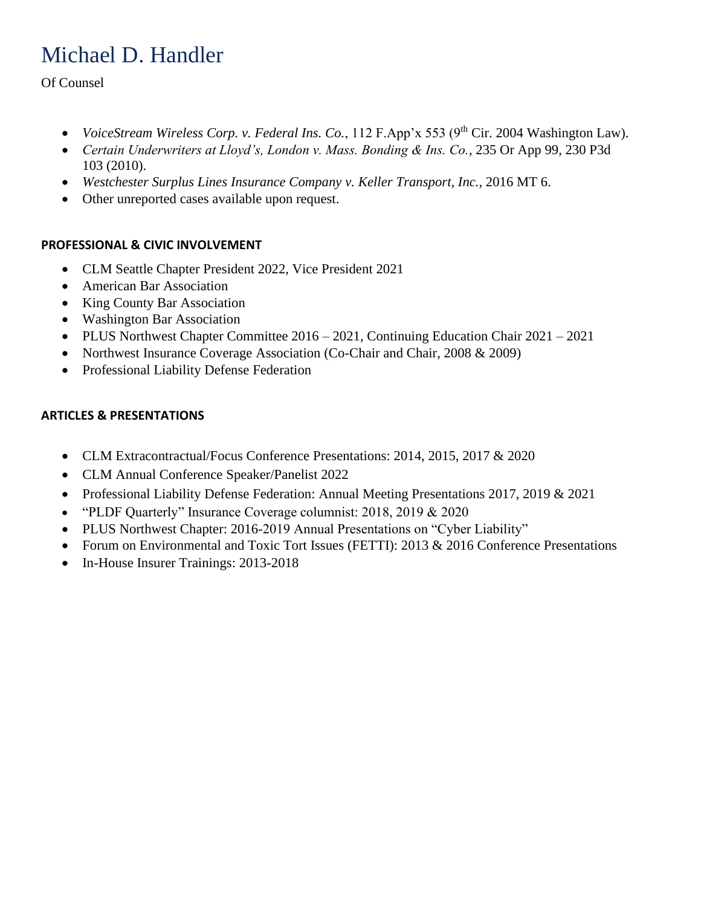# Michael D. Handler

Of Counsel

- *VoiceStream Wireless Corp. v. Federal Ins. Co.*, 112 F.App'x 553 (9th Cir. 2004 Washington Law).
- *Certain Underwriters at Lloyd's, London v. Mass. Bonding & Ins. Co.*, 235 Or App 99, 230 P3d 103 (2010).
- *Westchester Surplus Lines Insurance Company v. Keller Transport, Inc.*, 2016 MT 6.
- Other unreported cases available upon request.

## PROFESSIONAL & CIVIC INVOLVEMENT

- CLM Seattle Chapter President 2022, Vice President 2021
- American Bar Association
- King County Bar Association
- Washington Bar Association
- PLUS Northwest Chapter Committee 2016 – 2021, Continuing Education Chair 2021 – 2021
- Northwest Insurance Coverage Association (Co-Chair and Chair, 2008 & 2009)
- Professional Liability Defense Federation

## ARTICLES & PRESENTATIONS

- CLM Extracontractual/Focus Conference Presentations: 2014, 2015, 2017 & 2020
- CLM Annual Conference Speaker/Panelist 2022
- Professional Liability Defense Federation: Annual Meeting Presentations 2017, 2019 & 2021
- "PLDF Quarterly" Insurance Coverage columnist: 2018, 2019 & 2020
- PLUS Northwest Chapter: 2016-2019 Annual Presentations on "Cyber Liability"
- Forum on Environmental and Toxic Tort Issues (FETTI): 2013 & 2016 Conference Presentations
- In-House Insurer Trainings: 2013-2018